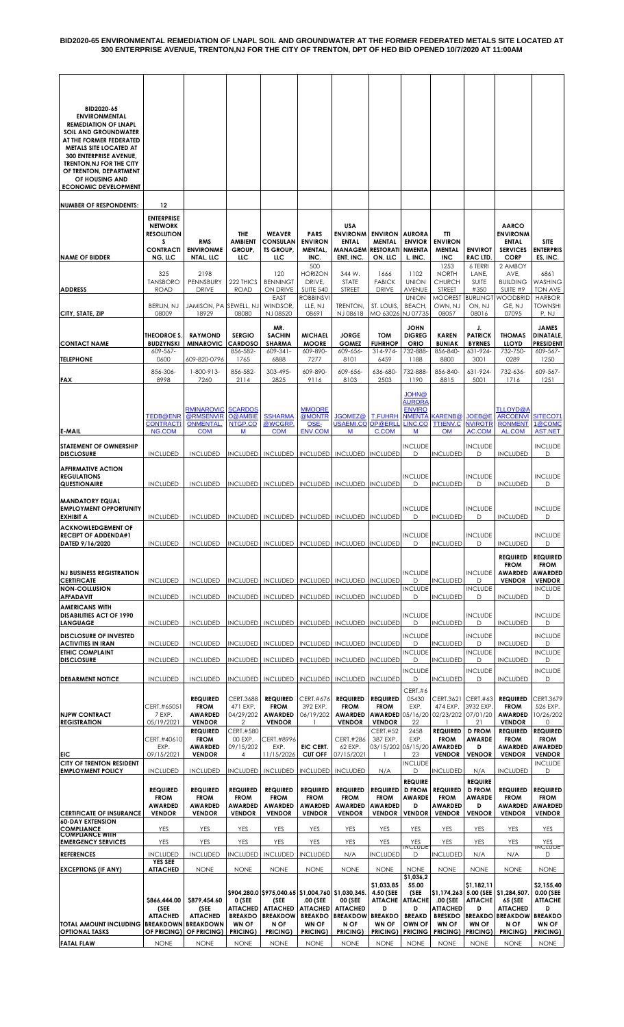**BID2020-65 ENVIRONMENTAL REMEDIATION OF LNAPL SOIL AND GROUNDWATER AT THE FORMER FEDERATED METALS SITE LOCATED AT 300 ENTERPRISE AVENUE, TRENTON,NJ FOR THE CITY OF TRENTON, DPT OF HED BID OPENED 10/7/2020 AT 11:00AM**

| BID2020-65 ENVIRONMENTAL REMEDIATION OF LNAPL SOIL AND GROUNDWATER AT THE FORMER FEDERATED METALS SITE LOCATED AT 300 ENTERPRISE AVENUE, TRENTON,NJ FOR THE CITY OF TRENTON, DEPARTMENT OF HOUSING AND ECONOMIC DEVELOPMENT | | | | | | | | | | | | |
|---|---|---|---|---|---|---|---|---|---|---|---|---|
| **NUMBER OF RESPONDENTS:** | 12 | | | | | | | | | | | |
| **NAME OF BIDDER** | **ENTERPRISE NETWORK RESOLUTION S CONTRACTI NG, LLC** | **RMS ENVIRONME NTAL, LLC** | **THE AMBIENT GROUP, LLC** | **WEAVER CONSULAN TS GROUP, LLC** | **PARS ENVIRON MENTAL, INC.** | **USA ENVIRONM ENTAL MANAGEM ENT, INC.** | **ENVIRON MENTAL RESTORATI ON, LLC** | **AURORA ENVIOR NMENTA L, INC.** | **TTI ENVIRON MENTAL INC** | **ENVIROT RAC LTD.** | **AARCO ENVIRONM ENTAL SERVICES CORP** | **SITE ENTERPRIS ES, INC.** |
| **ADDRESS** | 325 TANSBORO ROAD | 2198 PENNSBURY DRIVE | 222 THICS ROAD | 120 BENNINGT ON DRIVE | 500 HORIZON DRIVE, SUITE 540 | 344 W. STATE STREET | 1666 FABICK DRIVE | 1102 UNION AVENUE | 1253 NORTH CHURCH STREET | 6 TERRI LANE, SUITE #350 | 2 AMBOY AVE, BUILDING SUITE #9 | 6861 WASHING TON AVE |
| **CITY, STATE, ZIP** | BERLIN, NJ 08009 | JAMISON, PA 18929 | SEWELL, NJ 08080 | EAST WINDSOR, NJ 08520 | ROBBINSVI LLE, NJ 08691 | TRENTON, NJ 08618 | ST. LOUIS, MO 63026 | UNION BEACH, NJ 07735 | MOOREST OWN, NJ 08057 | BURLINGT ON, NJ 08016 | WOODBRID GE, NJ 07095 | HARBOR TOWNSHI P, NJ |
| **CONTACT NAME** | **THEODORE S. BUDZYNSKI** | **RAYMOND MINAROVIC** | **SERGIO CARDOSO** | **MR. SACHIN SHARMA** | **MICHAEL MOORE** | **JORGE GOMEZ** | **TOM FUHRHOP** | **JOHN DIGREG ORIO** | **KAREN BUNIAK** | **J. PATRICK BYRNES** | **THOMAS LLOYD** | **JAMES DINATALE, PRESIDENT** |
| **TELEPHONE** | 609-567-0600 | 609-820-0796 | 856-582-1765 | 609-341-6888 | 609-890-7277 | 609-656-8101 | 314-974-6459 | 732-888-1188 | 856-840-8800 | 631-924-3001 | 732-750-0289 | 609-567-1250 |
| **FAX** | 856-306-8998 | 1-800-913-7260 | 856-582-2114 | 303-495-2825 | 609-890-9116 | 609-656-8103 | 636-680-2503 | 732-888-1190 | 856-840-8815 | 631-924-5001 | 732-636-1716 | 609-567-1251 |
| **E-MAIL** | TEDB@ENR CONTRACTI NG.COM | RMINAROVIC @RMSENVIR ONMENTAL. COM | SCARDOS O@AMBIE NTGP.CO M | SSHARMA @WCGRP. COM | MMOORE @MONTR OSE-ENV.COM | JGOMEZ@ USAEMI.CO M | T.FUHRH OP@ERLL C.COM | JOHN@ AURORA ENVIRO NMENTA LINC.CO M | KARENB@ TTIENV.C OM | JOEB@E NVIROTR AC.COM | TLLOYD@A ARCOENVI RONMENT AL.COM | SITECO71 1@COMC AST.NET |
| **STATEMENT OF OWNERSHIP DISCLOSURE** | INCLUDED | INCLUDED | INCLUDED | INCLUDED | INCLUDED | INCLUDED | INCLUDED | INCLUDE D | INCLUDED | INCLUDE D | INCLUDED | INCLUDE D |
| **AFFIRMATIVE ACTION REGULATIONS QUESTIONAIRE** | INCLUDED | INCLUDED | INCLUDED | INCLUDED | INCLUDED | INCLUDED | INCLUDED | INCLUDE D | INCLUDED | INCLUDE D | INCLUDED | INCLUDE D |
| **MANDATORY EQUAL EMPLOYMENT OPPORTUNITY EXHIBIT A** | INCLUDED | INCLUDED | INCLUDED | INCLUDED | INCLUDED | INCLUDED | INCLUDED | INCLUDE D | INCLUDED | INCLUDE D | INCLUDED | INCLUDE D |
| **ACKNOWLEDGEMENT OF RECEIPT OF ADDENDA#1 DATED 9/16/2020** | INCLUDED | INCLUDED | INCLUDED | INCLUDED | INCLUDED | INCLUDED | INCLUDED | INCLUDE D | INCLUDED | INCLUDE D | INCLUDED | INCLUDE D |
| **NJ BUSINESS REGISTRATION CERTIFICATE** | INCLUDED | INCLUDED | INCLUDED | INCLUDED | INCLUDED | INCLUDED | INCLUDED | INCLUDE D | INCLUDED | INCLUDE D | **REQUIRED FROM AWARDED VENDOR** | **REQUIRED FROM AWARDED VENDOR** |
| **NON-COLLUSION AFFADAVIT** | INCLUDED | INCLUDED | INCLUDED | INCLUDED | INCLUDED | INCLUDED | INCLUDED | INCLUDE D | INCLUDED | INCLUDE D | INCLUDED | INCLUDE D |
| **AMERICANS WITH DISABILITIES ACT OF 1990 LANGUAGE** | INCLUDED | INCLUDED | INCLUDED | INCLUDED | INCLUDED | INCLUDED | INCLUDED | INCLUDE D | INCLUDED | INCLUDE D | INCLUDED | INCLUDE D |
| **DISCLOSURE OF INVESTED ACTIVITIES IN IRAN** | INCLUDED | INCLUDED | INCLUDED | INCLUDED | INCLUDED | INCLUDED | INCLUDED | INCLUDE D | INCLUDED | INCLUDE D | INCLUDED | INCLUDE D |
| **ETHIC COMPLAINT DISCLOSURE** | INCLUDED | INCLUDED | INCLUDED | INCLUDED | INCLUDED | INCLUDED | INCLUDED | INCLUDE D | INCLUDED | INCLUDE D | INCLUDED | INCLUDE D |
| **DEBARMENT NOTICE** | INCLUDED | INCLUDED | INCLUDED | INCLUDED | INCLUDED | INCLUDED | INCLUDED | INCLUDE D | INCLUDED | INCLUDE D | INCLUDED | INCLUDE D |
| **NJPW CONTRACT REGISTRATION** | CERT.#65051 7 EXP. 05/19/2021 | **REQUIRED FROM AWARDED VENDOR** | CERT.3688 471 EXP. 04/29/202 2 | **REQUIRED FROM AWARDED VENDOR** | CERT.#676 392 EXP. 06/19/202 1 | **REQUIRED FROM AWARDED VENDOR** | **REQUIRED FROM AWARDED VENDOR** | CERT.#6 05430 EXP. 05/16/20 22 | CERT.3621 474 EXP. 02/23/202 1 | CERT.#63 3932 EXP. 07/01/20 21 | **REQUIRED FROM AWARDED VENDOR** | CERT.3679 526 EXP. 10/26/202 0 |
| **EIC** | CERT.#40610 EXP. 09/15/2021 | **REQUIRED FROM AWARDED VENDOR** | CERT.#580 00 EXP. 09/15/202 4 | CERT.#8996 EXP. 11/15/2026 | **EIC CERT. CUT OFF** | CERT.#286 62 EXP. 07/15/2021 | CERT.#52 387 EXP. 03/15/202 1 | 2458 EXP. 05/15/20 23 | **REQUIRED FROM AWARDED VENDOR** | **D FROM AWARDE D VENDOR** | **REQUIRED FROM AWARDED VENDOR** | **REQUIRED FROM AWARDED VENDOR** |
| **CITY OF TRENTON RESIDENT EMPLOYMENT POLICY** | INCLUDED | INCLUDED | INCLUDED | INCLUDED | INCLUDED | INCLUDED | N/A | INCLUDE D | INCLUDED | N/A | INCLUDED | INCLUDE D |
| **CERTIFICATE OF INSURANCE** | **REQUIRED FROM AWARDED VENDOR** | **REQUIRED FROM AWARDED VENDOR** | **REQUIRED FROM AWARDED VENDOR** | **REQUIRED FROM AWARDED VENDOR** | **REQUIRED FROM AWARDED VENDOR** | **REQUIRED FROM AWARDED VENDOR** | **REQUIRED FROM AWARDED VENDOR** | **REQUIRE D FROM AWARDE D VENDOR** | **REQUIRED FROM AWARDED VENDOR** | **REQUIRE D FROM AWARDE D VENDOR** | **REQUIRED FROM AWARDED VENDOR** | **REQUIRED FROM AWARDED VENDOR** |
| **60-DAY EXTENSION COMPLIANCE** | YES | YES | YES | YES | YES | YES | YES | YES | YES | YES | YES | YES |
| **COMPLIANCE WITH EMERGENCY SERVICES** | YES | YES | YES | YES | YES | YES | YES | YES | YES | YES | YES | YES |
| **REFERENCES** | INCLUDED | INCLUDED | INCLUDED | INCLUDED | INCLUDED | N/A | INCLUDED | INCLUDE D | INCLUDED | N/A | N/A | INCLUDE D |
| **EXCEPTIONS (IF ANY)** | **YES SEE ATTACHED** | NONE | NONE | NONE | NONE | NONE | NONE | NONE | NONE | NONE | NONE | NONE |
| **TOTAL AMOUNT INCLUDING OPTIONAL TASKS** | **$866,444.00 (SEE ATTACHED BREAKDOWN OF PRICING)** | **$879,454.60 (SEE ATTACHED BREAKDOWN OF PRICING)** | **$904,280.0 0 (SEE ATTACHED BREAKDO WN OF PRICING)** | **$975,040.65 (SEE ATTACHED BREAKDOW N OF PRICING)** | **$1,004,760 .00 (SEE ATTACHED BREAKDO WN OF PRICING)** | **$1,030,345. 00 (SEE ATTACHED BREAKDOW N OF PRICING)** | **$1,033,85 4.50 (SEE ATTACHE D BREAKDO WN OF PRICING)** | **$1,036,2 55.00 (SEE ATTACHE D BREAKD OWN OF PRICING** | **$1,174,263 .00 (SEE ATTACHED BRESKDO WN OF PRICING)** | **$1,182,11 5.00 (SEE ATTACHE D BREAKDO WN OF PRICING)** | **$1,284,507. 65 (SEE ATTACHED BREAKDOW N OF PRICING)** | **$2,155,40 0.00 (SEE ATTACHE D BREAKDO WN OF PRICING)** |
| **FATAL FLAW** | NONE | NONE | NONE | NONE | NONE | NONE | NONE | NONE | NONE | NONE | NONE | NONE |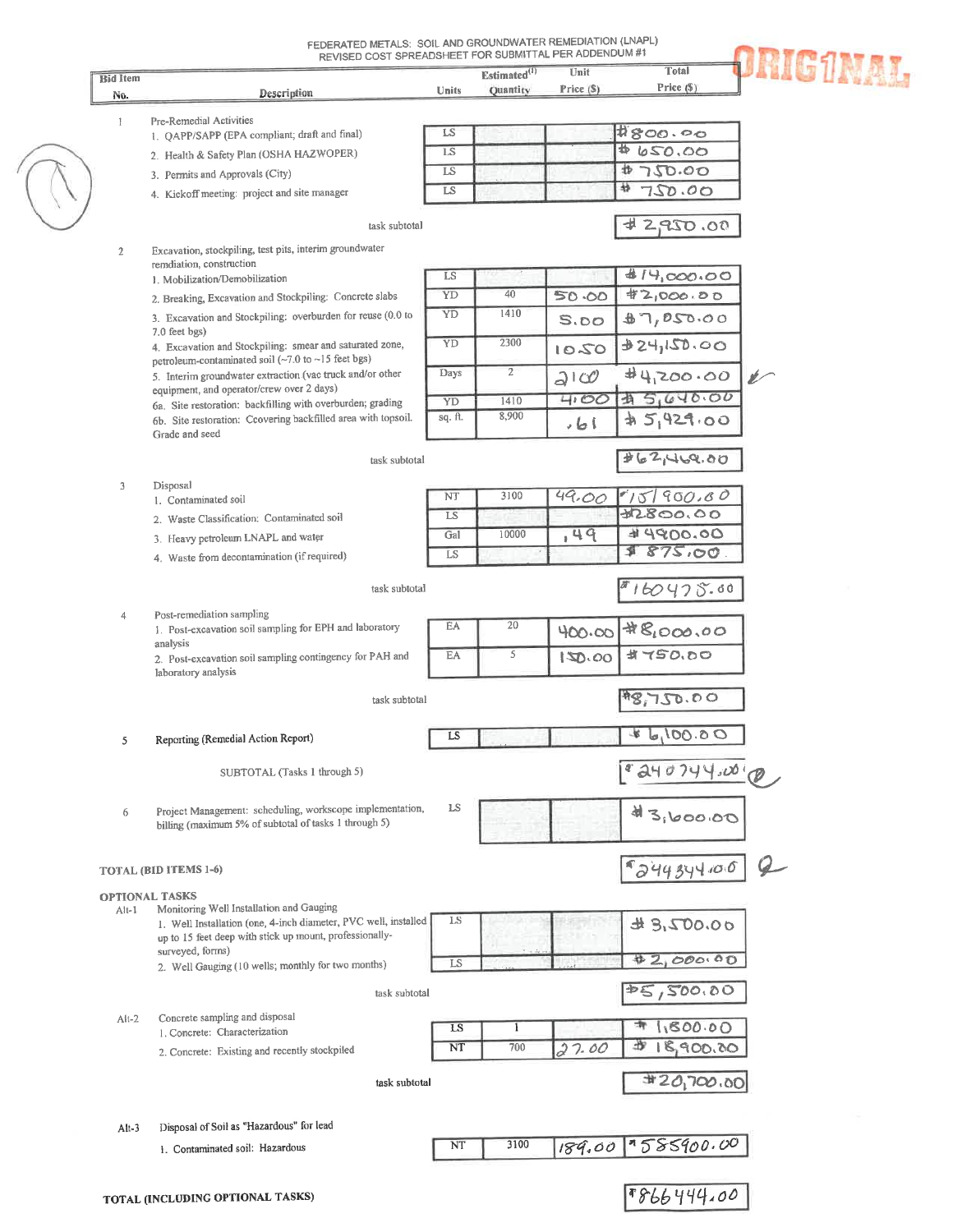FEDERATED METALS: SOIL AND GROUNDWATER REMEDIATION (LNAPL)
REVISED COST SPREADSHEET FOR SUBMITTAL PER ADDENDUM #1

ORIGINAL

| Bid Item No. | Description | Units | Estimated[1] Quantity | Unit Price ($) | Total Price ($) |
|---|---|---|---|---|---|
| 1 | Pre-Remedial Activities | | | | |
| | 1. QAPP/SAPP (EPA compliant; draft and final) | LS | | | $800.00 |
| | 2. Health & Safety Plan (OSHA HAZWOPER) | LS | | | $650.00 |
| | 3. Permits and Approvals (City) | LS | | | $750.00 |
| | 4. Kickoff meeting: project and site manager | LS | | | $750.00 |
| | task subtotal | | | | $2,950.00 |
| 2 | Excavation, stockpiling, test pits, interim groundwater remdiation, construction | | | | |
| | 1. Mobilization/Demobilization | LS | | | $14,000.00 |
| | 2. Breaking, Excavation and Stockpiling: Concrete slabs | YD | 40 | 50.00 | $2,000.00 |
| | 3. Excavation and Stockpiling: overburden for reuse (0.0 to 7.0 feet bgs) | YD | 1410 | 5.00 | $7,050.00 |
| | 4. Excavation and Stockpiling: smear and saturated zone, petroleum-contaminated soil (~7.0 to ~15 feet bgs) | YD | 2300 | 10.50 | $24,150.00 |
| | 5. Interim groundwater extraction (vac truck and/or other equipment, and operator/crew over 2 days) | Days | 2 | 2100 | $4,200.00 |
| | 6a. Site restoration: backfilling with overburden; grading | YD | 1410 | 4.00 | $5,640.00 |
| | 6b. Site restoration: Ccovering backfilled area with topsoil. Grade and seed | sq. ft. | 8,900 | .61 | $5,429.00 |
| | task subtotal | | | | $62,469.00 |
| 3 | Disposal | | | | |
| | 1. Contaminated soil | NT | 3100 | 49.00 | $151,900.00 |
| | 2. Waste Classification: Contaminated soil | LS | | | $2800.00 |
| | 3. Heavy petroleum LNAPL and water | Gal | 10000 | .49 | $4900.00 |
| | 4. Waste from decontamination (if required) | LS | | | $875.00 |
| | task subtotal | | | | $160475.00 |
| 4 | Post-remediation sampling | | | | |
| | 1. Post-excavation soil sampling for EPH and laboratory analysis | EA | 20 | 400.00 | $8,000.00 |
| | 2. Post-excavation soil sampling contingency for PAH and laboratory analysis | EA | 5 | 150.00 | $750.00 |
| | task subtotal | | | | $8,750.00 |
| 5 | Reporting (Remedial Action Report) | LS | | | $6,100.00 |
| | SUBTOTAL (Tasks 1 through 5) | | | | $240744.00 |
| 6 | Project Management: scheduling, workscope implementation, billing (maximum 5% of subtotal of tasks 1 through 5) | LS | | | $3,600.00 |
| | TOTAL (BID ITEMS 1-6) | | | | $244344.00 |
| | OPTIONAL TASKS | | | | |
| Alt-1 | Monitoring Well Installation and Gauging | | | | |
| | 1. Well Installation (one, 4-inch diameter, PVC well, installed up to 15 feet deep with stick up mount, professionally-surveyed, forms) | LS | | | $3,500.00 |
| | 2. Well Gauging (10 wells; monthly for two months) | LS | | | $2,000.00 |
| | task subtotal | | | | $5,500.00 |
| Alt-2 | Concrete sampling and disposal | | | | |
| | 1. Concrete: Characterization | LS | 1 | | $1,800.00 |
| | 2. Concrete: Existing and recently stockpiled | NT | 700 | 27.00 | $18,900.00 |
| | task subtotal | | | | $20,700.00 |
| Alt-3 | Disposal of Soil as "Hazardous" for lead | | | | |
| | 1. Contaminated soil: Hazardous | NT | 3100 | 189.00 | $585900.00 |
| | TOTAL (INCLUDING OPTIONAL TASKS) | | | | $866444.00 |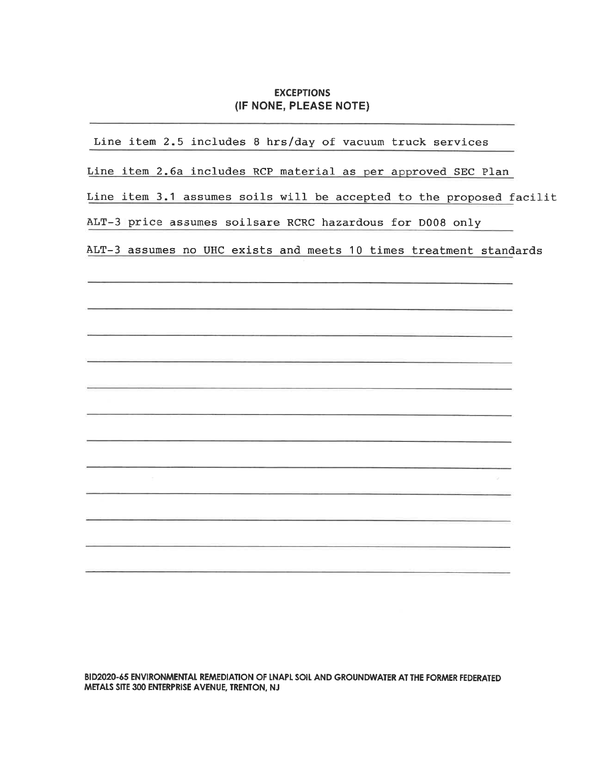## EXCEPTIONS
## (IF NONE, PLEASE NOTE)

Line item 2.5 includes 8 hrs/day of vacuum truck services

Line item 2.6a includes RCP material as per approved SEC Plan

Line item 3.1 assumes soils will be accepted to the proposed facilit

ALT-3 price assumes soilsare RCRC hazardous for D008 only

ALT-3 assumes no UHC exists and meets 10 times treatment standards

BID2020-65 ENVIRONMENTAL REMEDIATION OF LNAPL SOIL AND GROUNDWATER AT THE FORMER FEDERATED METALS SITE 300 ENTERPRISE AVENUE, TRENTON, NJ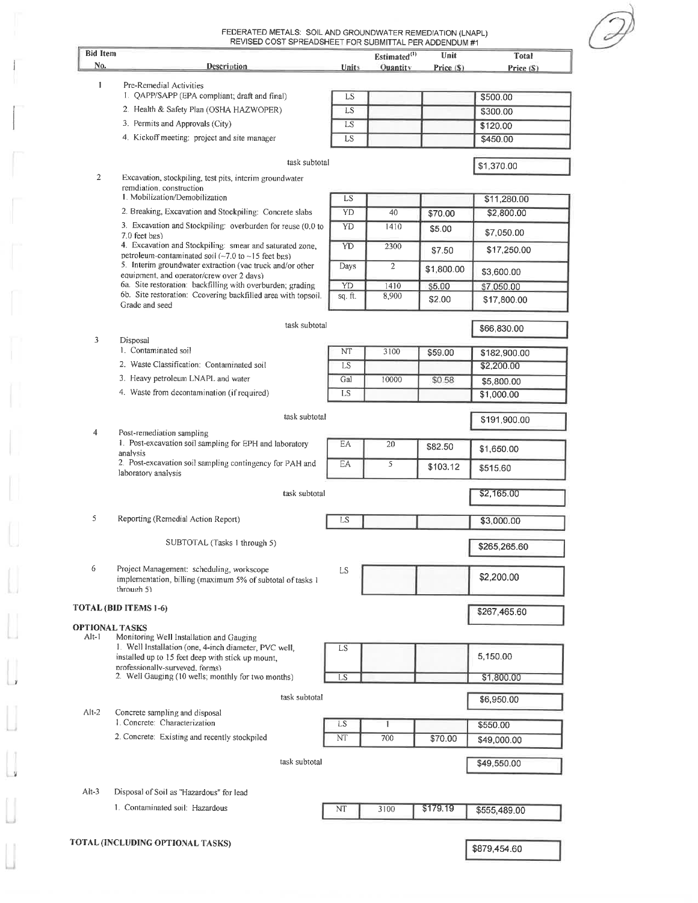FEDERATED METALS: SOIL AND GROUNDWATER REMEDIATION (LNAPL)
REVISED COST SPREADSHEET FOR SUBMITTAL PER ADDENDUM #1

| Bid Item No. | Description | Units | Estimated[(1)] Quantity | Unit Price ($) | Total Price ($) |
|---|---|---|---|---|---|
| 1 | Pre-Remedial Activities | | | | |
| | 1. QAPP/SAPP (EPA compliant; draft and final) | LS | | | $500.00 |
| | 2. Health & Safety Plan (OSHA HAZWOPER) | LS | | | $300.00 |
| | 3. Permits and Approvals (City) | LS | | | $120.00 |
| | 4. Kickoff meeting: project and site manager | LS | | | $450.00 |
| | task subtotal | | | | $1,370.00 |
| 2 | Excavation, stockpiling, test pits, interim groundwater remdiation, construction | | | | |
| | 1. Mobilization/Demobilization | LS | | | $11,280.00 |
| | 2. Breaking, Excavation and Stockpiling: Concrete slabs | YD | 40 | $70.00 | $2,800.00 |
| | 3. Excavation and Stockpiling: overburden for reuse (0.0 to 7.0 feet bgs) | YD | 1410 | $5.00 | $7,050.00 |
| | 4. Excavation and Stockpiling: smear and saturated zone, petroleum-contaminated soil (~7.0 to ~15 feet bgs) | YD | 2300 | $7.50 | $17,250.00 |
| | 5. Interim groundwater extraction (vac truck and/or other equipment, and operator/crew over 2 days) | Days | 2 | $1,800.00 | $3,600.00 |
| | 6a. Site restoration: backfilling with overburden; grading | YD | 1410 | $5.00 | $7,050.00 |
| | 6b. Site restoration: Ccovering backfilled area with topsoil. Grade and seed | sq. ft. | 8,900 | $2.00 | $17,800.00 |
| | task subtotal | | | | $66,830.00 |
| 3 | Disposal | | | | |
| | 1. Contaminated soil | NT | 3100 | $59.00 | $182,900.00 |
| | 2. Waste Classification: Contaminated soil | LS | | | $2,200.00 |
| | 3. Heavy petroleum LNAPL and water | Gal | 10000 | $0.58 | $5,800.00 |
| | 4. Waste from decontamination (if required) | LS | | | $1,000.00 |
| | task subtotal | | | | $191,900.00 |
| 4 | Post-remediation sampling | | | | |
| | 1. Post-excavation soil sampling for EPH and laboratory analysis | EA | 20 | $82.50 | $1,650.00 |
| | 2. Post-excavation soil sampling contingency for PAH and laboratory analysis | EA | 5 | $103.12 | $515.60 |
| | task subtotal | | | | $2,165.00 |
| 5 | Reporting (Remedial Action Report) | LS | | | $3,000.00 |
| | SUBTOTAL (Tasks 1 through 5) | | | | $265,265.60 |
| 6 | Project Management: scheduling, workscope implementation, billing (maximum 5% of subtotal of tasks 1 through 5) | LS | | | $2,200.00 |
| **TOTAL (BID ITEMS 1-6)** | | | | | $267,465.60 |
| **OPTIONAL TASKS** | | | | | |
| Alt-1 | Monitoring Well Installation and Gauging | | | | |
| | 1. Well Installation (one, 4-inch diameter, PVC well, installed up to 15 feet deep with stick up mount, professionally-surveyed, forms) | LS | | | 5,150.00 |
| | 2. Well Gauging (10 wells; monthly for two months) | LS | | | $1,800.00 |
| | task subtotal | | | | $6,950.00 |
| Alt-2 | Concrete sampling and disposal | | | | |
| | 1. Concrete: Characterization | LS | 1 | | $550.00 |
| | 2. Concrete: Existing and recently stockpiled | NT | 700 | $70.00 | $49,000.00 |
| | task subtotal | | | | $49,550.00 |
| Alt-3 | Disposal of Soil as "Hazardous" for lead | | | | |
| | 1. Contaminated soil: Hazardous | NT | 3100 | $179.19 | $555,489.00 |
| **TOTAL (INCLUDING OPTIONAL TASKS)** | | | | | $879,454.60 |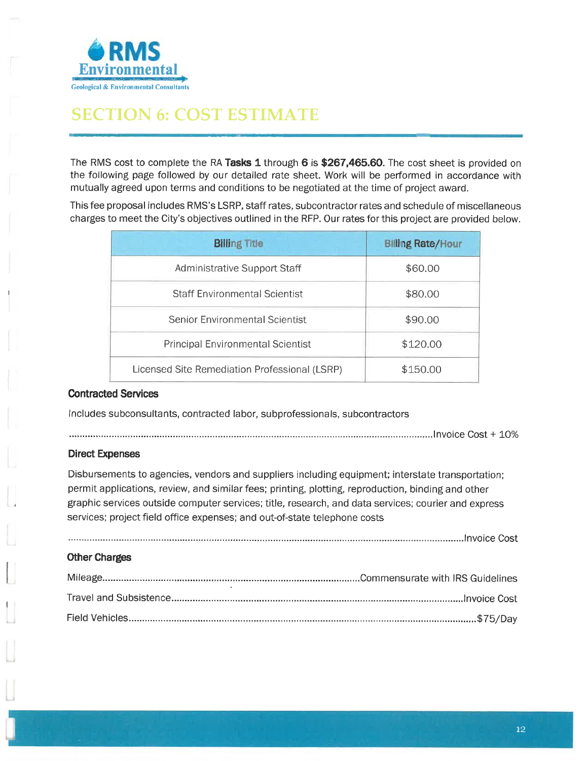RMS Environmental

Geological & Environmental Consultants

# SECTION 6: COST ESTIMATE

The RMS cost to complete the RA **Tasks 1** through **6** is **$267,465.60**. The cost sheet is provided on the following page followed by our detailed rate sheet. Work will be performed in accordance with mutually agreed upon terms and conditions to be negotiated at the time of project award.

This fee proposal includes RMS's LSRP, staff rates, subcontractor rates and schedule of miscellaneous charges to meet the City's objectives outlined in the RFP. Our rates for this project are provided below.

| Billing Title | Billing Rate/Hour |
|---|---|
| Administrative Support Staff | $60.00 |
| Staff Environmental Scientist | $80.00 |
| Senior Environmental Scientist | $90.00 |
| Principal Environmental Scientist | $120.00 |
| Licensed Site Remediation Professional (LSRP) | $150.00 |

### Contracted Services

Includes subconsultants, contracted labor, subprofessionals, subcontractors

..........Invoice Cost + 10%

### Direct Expenses

Disbursements to agencies, vendors and suppliers including equipment; interstate transportation; permit applications, review, and similar fees; printing, plotting, reproduction, binding and other graphic services outside computer services; title, research, and data services; courier and express services; project field office expenses; and out-of-state telephone costs

..........Invoice Cost

### Other Charges

Mileage..........Commensurate with IRS Guidelines

Travel and Subsistence..........Invoice Cost

Field Vehicles..........$75/Day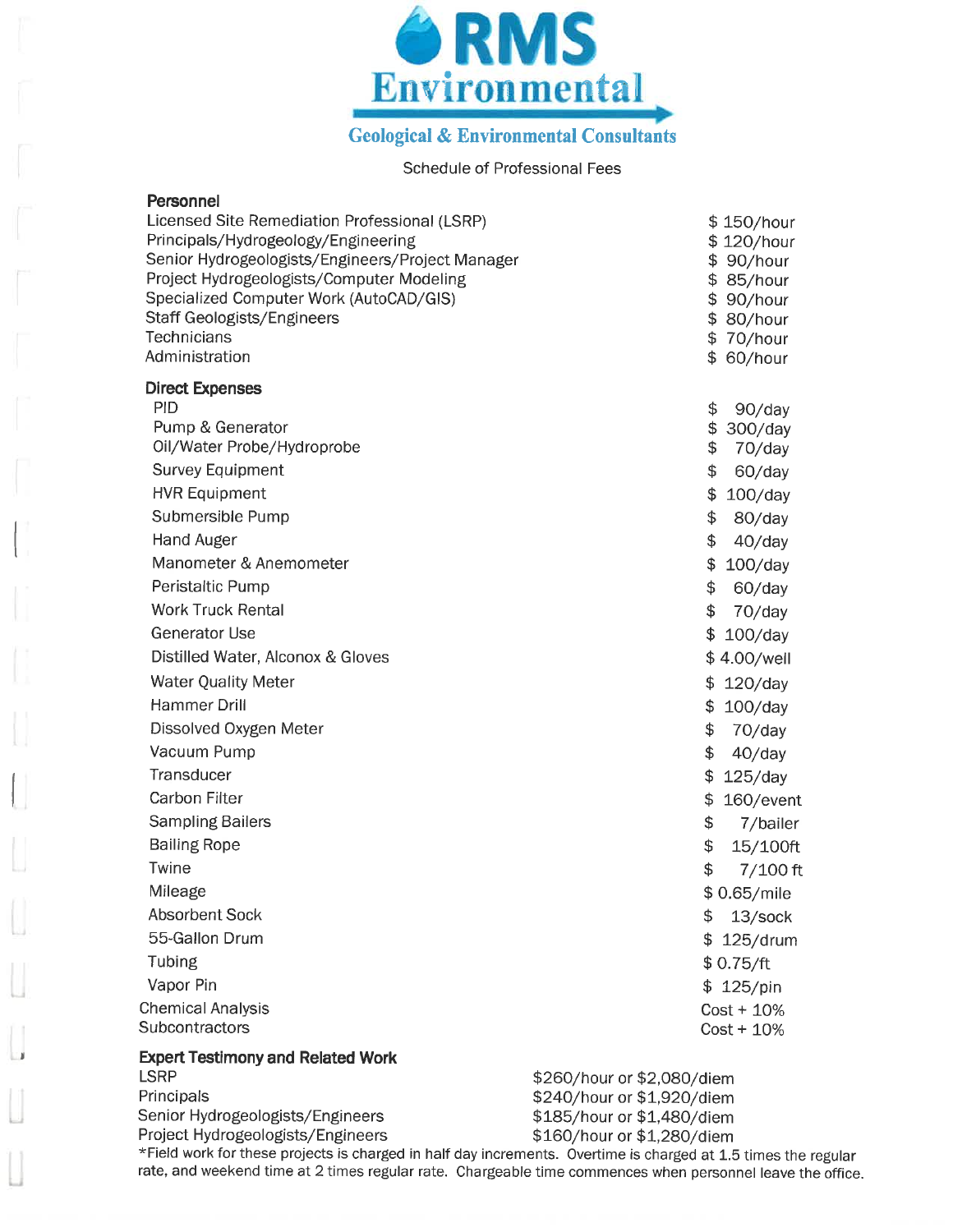# RMS Environmental

**Geological & Environmental Consultants**

Schedule of Professional Fees

**Personnel**

| | |
|---|---|
| Licensed Site Remediation Professional (LSRP) | $ 150/hour |
| Principals/Hydrogeology/Engineering | $ 120/hour |
| Senior Hydrogeologists/Engineers/Project Manager | $ 90/hour |
| Project Hydrogeologists/Computer Modeling | $ 85/hour |
| Specialized Computer Work (AutoCAD/GIS) | $ 90/hour |
| Staff Geologists/Engineers | $ 80/hour |
| Technicians | $ 70/hour |
| Administration | $ 60/hour |

**Direct Expenses**

| | |
|---|---|
| PID | $ 90/day |
| Pump & Generator | $ 300/day |
| Oil/Water Probe/Hydroprobe | $ 70/day |
| Survey Equipment | $ 60/day |
| HVR Equipment | $ 100/day |
| Submersible Pump | $ 80/day |
| Hand Auger | $ 40/day |
| Manometer & Anemometer | $ 100/day |
| Peristaltic Pump | $ 60/day |
| Work Truck Rental | $ 70/day |
| Generator Use | $ 100/day |
| Distilled Water, Alconox & Gloves | $ 4.00/well |
| Water Quality Meter | $ 120/day |
| Hammer Drill | $ 100/day |
| Dissolved Oxygen Meter | $ 70/day |
| Vacuum Pump | $ 40/day |
| Transducer | $ 125/day |
| Carbon Filter | $ 160/event |
| Sampling Bailers | $ 7/bailer |
| Bailing Rope | $ 15/100ft |
| Twine | $ 7/100 ft |
| Mileage | $ 0.65/mile |
| Absorbent Sock | $ 13/sock |
| 55-Gallon Drum | $ 125/drum |
| Tubing | $ 0.75/ft |
| Vapor Pin | $ 125/pin |
| Chemical Analysis | Cost + 10% |
| Subcontractors | Cost + 10% |

**Expert Testimony and Related Work**

| | |
|---|---|
| LSRP | $260/hour or $2,080/diem |
| Principals | $240/hour or $1,920/diem |
| Senior Hydrogeologists/Engineers | $185/hour or $1,480/diem |
| Project Hydrogeologists/Engineers | $160/hour or $1,280/diem |

*Field work for these projects is charged in half day increments. Overtime is charged at 1.5 times the regular rate, and weekend time at 2 times regular rate. Chargeable time commences when personnel leave the office.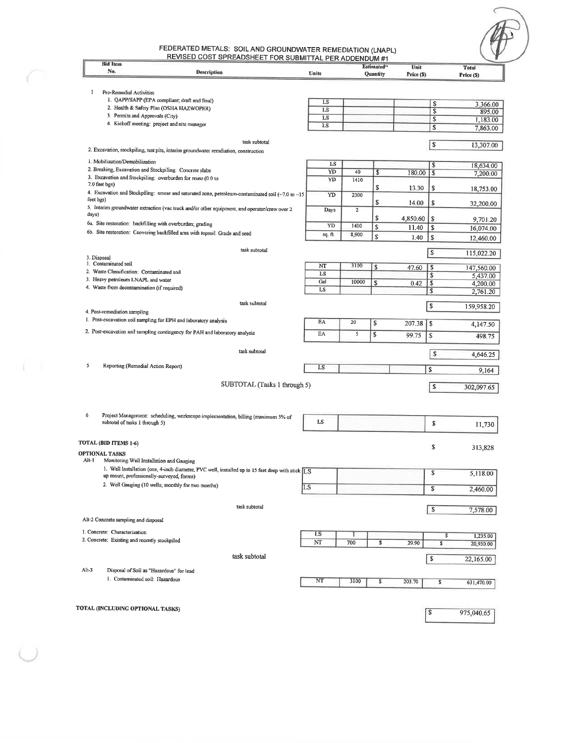# FEDERATED METALS: SOIL AND GROUNDWATER REMEDIATION (LNAPL)
## REVISED COST SPREADSHEET FOR SUBMITTAL PER ADDENDUM #1

| Bid Item No. | Description | Units | Estimated** Quantity | Unit Price ($) | Total Price ($) |
|---|---|---|---|---|---|
| 1 | Pre-Remedial Activities | | | | |
| | 1. QAPP/SAPP (EPA compliant; draft and final) | LS | | | $ 3,366.00 |
| | 2. Health & Safety Plan (OSHA HAZWOPER) | LS | | | $ 895.00 |
| | 3. Permits and Approvals (City) | LS | | | $ 1,183.00 |
| | 4. Kickoff meeting: project and site manager | LS | | | $ 7,863.00 |
| | task subtotal | | | | $ 13,307.00 |
| 2. | Excavation, stockpiling, test pits, interim groundwater remdiation, construction | | | | |
| | 1. Mobilization/Demobilization | LS | | | $ 18,634.00 |
| | 2. Breaking, Excavation and Stockpiling: Concrete slabs | YD | 40 | $ 180.00 | $ 7,200.00 |
| | 3. Excavation and Stockpiling: overburden for reuse (0.0 to 7.0 feet bgs) | YD | 1410 | $ 13.30 | $ 18,753.00 |
| | 4. Excavation and Stockpiling: smear and saturated zone, petroleum-contaminated soil (~7.0 to ~15 feet bgs) | YD | 2300 | $ 14.00 | $ 32,200.00 |
| | 5. Interim groundwater extraction (vac truck and/or other equipment, and operator/crew over 2 days) | Days | 2 | $ 4,850.60 | $ 9,701.20 |
| | 6a. Site restoration: backfilling with overburden; grading | YD | 1410 | $ 11.40 | $ 16,074.00 |
| | 6b. Site restoration: Ccovering backfilled area with topsoil. Grade and seed | sq. ft. | 8,900 | $ 1.40 | $ 12,460.00 |
| | task subtotal | | | | $ 115,022.20 |
| 3. | Disposal | | | | |
| | 1. Contaminated soil | NT | 3100 | $ 47.60 | $ 147,560.00 |
| | 2. Waste Classification: Contaminated soil | LS | | | $ 5,437.00 |
| | 3. Heavy petroleum LNAPL and water | Gal | 10000 | $ 0.42 | $ 4,200.00 |
| | 4. Waste from decontamination (if required) | LS | | | $ 2,761.20 |
| | task subtotal | | | | $ 159,958.20 |
| 4. | Post-remediation sampling | | | | |
| | 1. Post-excavation soil sampling for EPH and laboratory analysis | EA | 20 | $ 207.38 | $ 4,147.50 |
| | 2. Post-excavation soil sampling contingency for PAH and laboratory analysis | EA | 5 | $ 99.75 | $ 498.75 |
| | task subtotal | | | | $ 4,646.25 |
| 5 | Reporting (Remedial Action Report) | LS | | | $ 9,164 |
| | SUBTOTAL (Tasks 1 through 5) | | | | $ 302,097.65 |
| 6 | Project Management: scheduling, workscope implementation, billing (maximum 5% of subtotal of tasks 1 through 5) | LS | | | $ 11,730 |
| | **TOTAL (BID ITEMS 1-6)** | | | | $ 313,828 |
| | **OPTIONAL TASKS** | | | | |
| Alt-1 | Monitoring Well Installation and Gauging | | | | |
| | 1. Well Installation (one, 4-inch diameter, PVC well, installed up to 15 feet deep with stick up mount, professionally-surveyed, forms) | LS | | | $ 5,118.00 |
| | 2. Well Gauging (10 wells; monthly for two months) | LS | | | $ 2,460.00 |
| | task subtotal | | | | $ 7,578.00 |
| Alt-2 | Concrete sampling and disposal | | | | |
| | 1. Concrete: Characterization | LS | 1 | | $ 1,235.00 |
| | 2. Concrete: Existing and recently stockpiled | NT | 700 | $ 29.90 | $ 20,930.00 |
| | task subtotal | | | | $ 22,165.00 |
| Alt-3 | Disposal of Soil as "Hazardous" for lead | | | | |
| | 1. Contaminated soil: Hazardous | NT | 3100 | $ 203.70 | $ 631,470.00 |
| | **TOTAL (INCLUDING OPTIONAL TASKS)** | | | | $ 975,040.65 |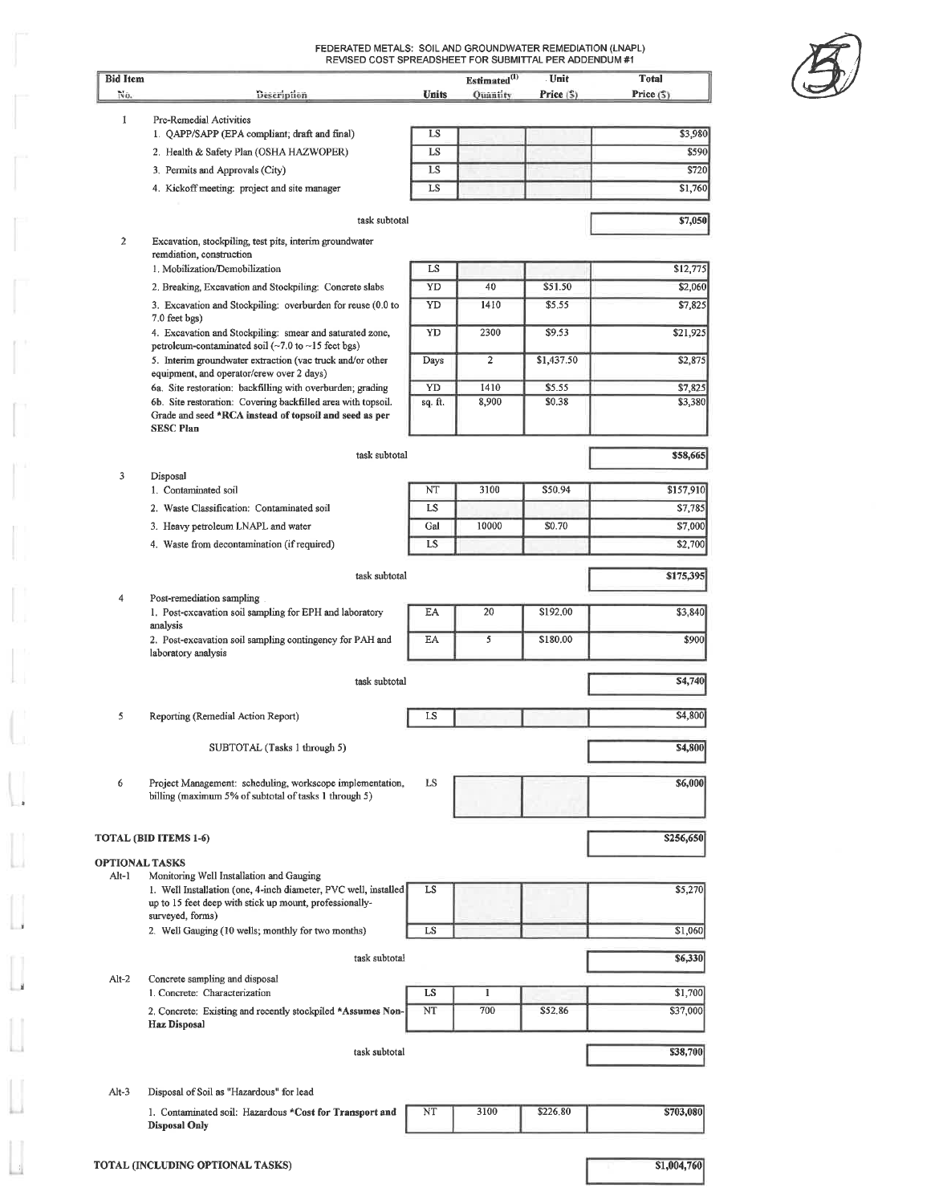# FEDERATED METALS: SOIL AND GROUNDWATER REMEDIATION (LNAPL)
## REVISED COST SPREADSHEET FOR SUBMITTAL PER ADDENDUM #1

(5)

| Bid Item No. | Description | Units | Estimated[1] Quantity | Unit Price ($) | Total Price ($) |
|---|---|---|---|---|---|
| 1 | Pre-Remedial Activities | | | | |
| | 1. QAPP/SAPP (EPA compliant; draft and final) | LS | | | $3,980 |
| | 2. Health & Safety Plan (OSHA HAZWOPER) | LS | | | $590 |
| | 3. Permits and Approvals (City) | LS | | | $720 |
| | 4. Kickoff meeting: project and site manager | LS | | | $1,760 |
| | task subtotal | | | | $7,050 |
| 2 | Excavation, stockpiling, test pits, interim groundwater remdiation, construction | | | | |
| | 1. Mobilization/Demobilization | LS | | | $12,775 |
| | 2. Breaking, Excavation and Stockpiling: Concrete slabs | YD | 40 | $51.50 | $2,060 |
| | 3. Excavation and Stockpiling: overburden for reuse (0.0 to 7.0 feet bgs) | YD | 1410 | $5.55 | $7,825 |
| | 4. Excavation and Stockpiling: smear and saturated zone, petroleum-contaminated soil (~7.0 to ~15 feet bgs) | YD | 2300 | $9.53 | $21,925 |
| | 5. Interim groundwater extraction (vac truck and/or other equipment, and operator/crew over 2 days) | Days | 2 | $1,437.50 | $2,875 |
| | 6a. Site restoration: backfilling with overburden; grading | YD | 1410 | $5.55 | $7,825 |
| | 6b. Site restoration: Covering backfilled area with topsoil. Grade and seed **\*RCA instead of topsoil and seed as per SESC Plan** | sq. ft. | 8,900 | $0.38 | $3,380 |
| | task subtotal | | | | $58,665 |
| 3 | Disposal | | | | |
| | 1. Contaminated soil | NT | 3100 | $50.94 | $157,910 |
| | 2. Waste Classification: Contaminated soil | LS | | | $7,785 |
| | 3. Heavy petroleum LNAPL and water | Gal | 10000 | $0.70 | $7,000 |
| | 4. Waste from decontamination (if required) | LS | | | $2,700 |
| | task subtotal | | | | $175,395 |
| 4 | Post-remediation sampling | | | | |
| | 1. Post-excavation soil sampling for EPH and laboratory analysis | EA | 20 | $192.00 | $3,840 |
| | 2. Post-excavation soil sampling contingency for PAH and laboratory analysis | EA | 5 | $180.00 | $900 |
| | task subtotal | | | | $4,740 |
| 5 | Reporting (Remedial Action Report) | LS | | | $4,800 |
| | SUBTOTAL (Tasks 1 through 5) | | | | $4,800 |
| 6 | Project Management: scheduling, workscope implementation, billing (maximum 5% of subtotal of tasks 1 through 5) | LS | | | $6,000 |
| **TOTAL (BID ITEMS 1-6)** | | | | | $256,650 |
| **OPTIONAL TASKS** | | | | | |
| Alt-1 | Monitoring Well Installation and Gauging | | | | |
| | 1. Well Installation (one, 4-inch diameter, PVC well, installed up to 15 feet deep with stick up mount, professionally-surveyed, forms) | LS | | | $5,270 |
| | 2. Well Gauging (10 wells; monthly for two months) | LS | | | $1,060 |
| | task subtotal | | | | $6,330 |
| Alt-2 | Concrete sampling and disposal | | | | |
| | 1. Concrete: Characterization | LS | 1 | | $1,700 |
| | 2. Concrete: Existing and recently stockpiled **\*Assumes Non-Haz Disposal** | NT | 700 | $52.86 | $37,000 |
| | task subtotal | | | | $38,700 |
| Alt-3 | Disposal of Soil as "Hazardous" for lead | | | | |
| | 1. Contaminated soil: Hazardous **\*Cost for Transport and Disposal Only** | NT | 3100 | $226.80 | $703,080 |
| **TOTAL (INCLUDING OPTIONAL TASKS)** | | | | | $1,004,760 |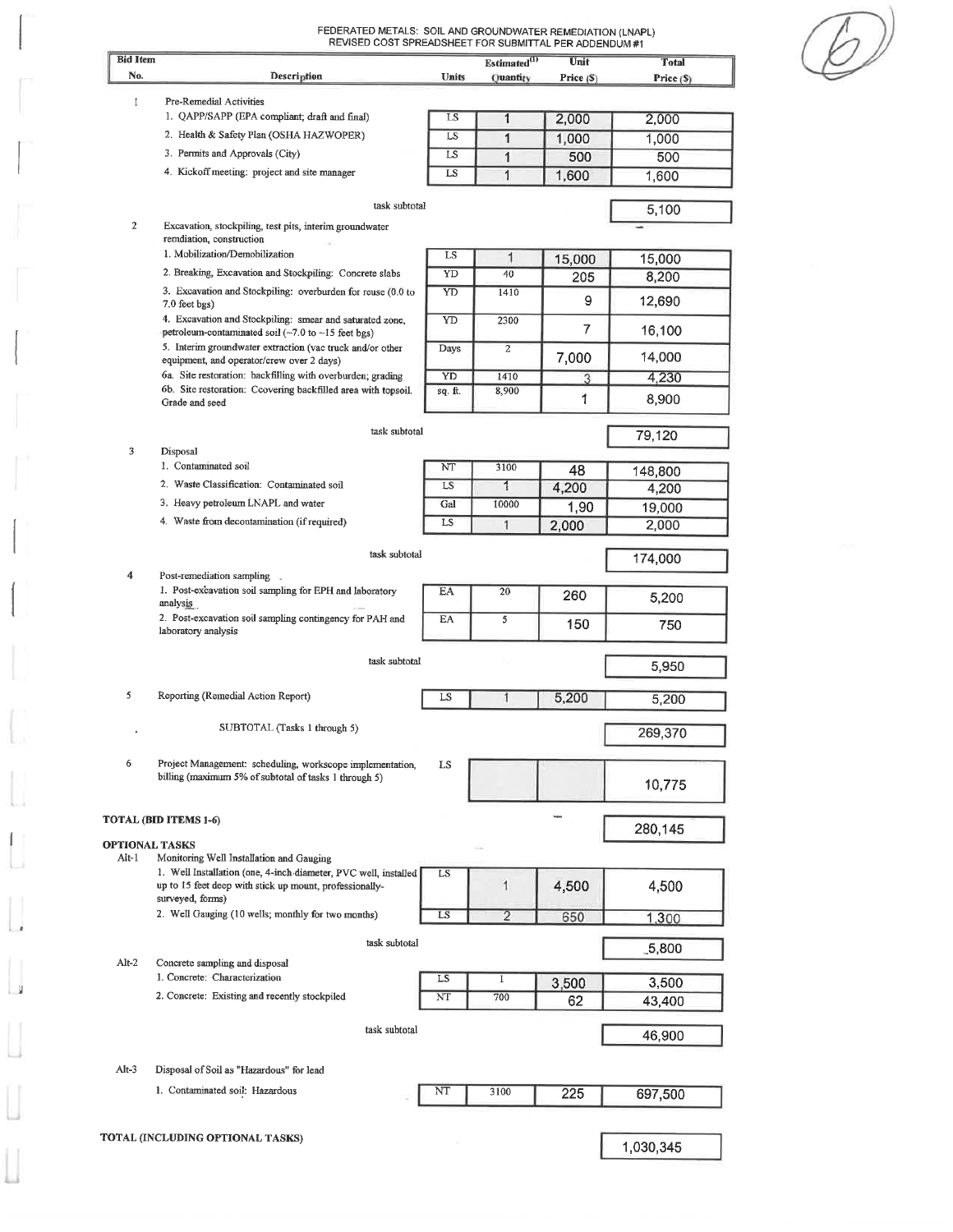FEDERATED METALS: SOIL AND GROUNDWATER REMEDIATION (LNAPL)
REVISED COST SPREADSHEET FOR SUBMITTAL PER ADDENDUM #1

(6)

| Bid Item No. | Description | Units | Estimated[1] Quantity | Unit Price ($) | Total Price ($) |
|---|---|---|---|---|---|
| 1 | Pre-Remedial Activities | | | | |
| | 1. QAPP/SAPP (EPA compliant; draft and final) | LS | 1 | 2,000 | 2,000 |
| | 2. Health & Safety Plan (OSHA HAZWOPER) | LS | 1 | 1,000 | 1,000 |
| | 3. Permits and Approvals (City) | LS | 1 | 500 | 500 |
| | 4. Kickoff meeting: project and site manager | LS | 1 | 1,600 | 1,600 |
| | task subtotal | | | | 5,100 |
| 2 | Excavation, stockpiling, test pits, interim groundwater remdiation, construction | | | | |
| | 1. Mobilization/Demobilization | LS | 1 | 15,000 | 15,000 |
| | 2. Breaking, Excavation and Stockpiling: Concrete slabs | YD | 40 | 205 | 8,200 |
| | 3. Excavation and Stockpiling: overburden for reuse (0.0 to 7.0 feet bgs) | YD | 1410 | 9 | 12,690 |
| | 4. Excavation and Stockpiling: smear and saturated zone, petroleum-contaminated soil (~7.0 to ~15 feet bgs) | YD | 2300 | 7 | 16,100 |
| | 5. Interim groundwater extraction (vac truck and/or other equipment, and operator/crew over 2 days) | Days | 2 | 7,000 | 14,000 |
| | 6a. Site restoration: backfilling with overburden; grading | YD | 1410 | 3 | 4,230 |
| | 6b. Site restoration: Ccovering backfilled area with topsoil. Grade and seed | sq. ft. | 8,900 | 1 | 8,900 |
| | task subtotal | | | | 79,120 |
| 3 | Disposal | | | | |
| | 1. Contaminated soil | NT | 3100 | 48 | 148,800 |
| | 2. Waste Classification: Contaminated soil | LS | 1 | 4,200 | 4,200 |
| | 3. Heavy petroleum LNAPL and water | Gal | 10000 | 1,90 | 19,000 |
| | 4. Waste from decontamination (if required) | LS | 1 | 2,000 | 2,000 |
| | task subtotal | | | | 174,000 |
| 4 | Post-remediation sampling | | | | |
| | 1. Post-excavation soil sampling for EPH and laboratory analysis | EA | 20 | 260 | 5,200 |
| | 2. Post-excavation soil sampling contingency for PAH and laboratory analysis | EA | 5 | 150 | 750 |
| | task subtotal | | | | 5,950 |
| 5 | Reporting (Remedial Action Report) | LS | 1 | 5,200 | 5,200 |
| | SUBTOTAL (Tasks 1 through 5) | | | | 269,370 |
| 6 | Project Management: scheduling, workscope implementation, billing (maximum 5% of subtotal of tasks 1 through 5) | LS | | | 10,775 |
| **TOTAL (BID ITEMS 1-6)** | | | | | 280,145 |
| **OPTIONAL TASKS** | | | | | |
| Alt-1 | Monitoring Well Installation and Gauging | | | | |
| | 1. Well Installation (one, 4-inch-diameter, PVC well, installed up to 15 feet deep with stick up mount, professionally-surveyed, forms) | LS | 1 | 4,500 | 4,500 |
| | 2. Well Gauging (10 wells; monthly for two months) | LS | 2 | 650 | 1,300 |
| | task subtotal | | | | 5,800 |
| Alt-2 | Concrete sampling and disposal | | | | |
| | 1. Concrete: Characterization | LS | 1 | 3,500 | 3,500 |
| | 2. Concrete: Existing and recently stockpiled | NT | 700 | 62 | 43,400 |
| | task subtotal | | | | 46,900 |
| Alt-3 | Disposal of Soil as "Hazardous" for lead | | | | |
| | 1. Contaminated soil: Hazardous | NT | 3100 | 225 | 697,500 |
| **TOTAL (INCLUDING OPTIONAL TASKS)** | | | | | 1,030,345 |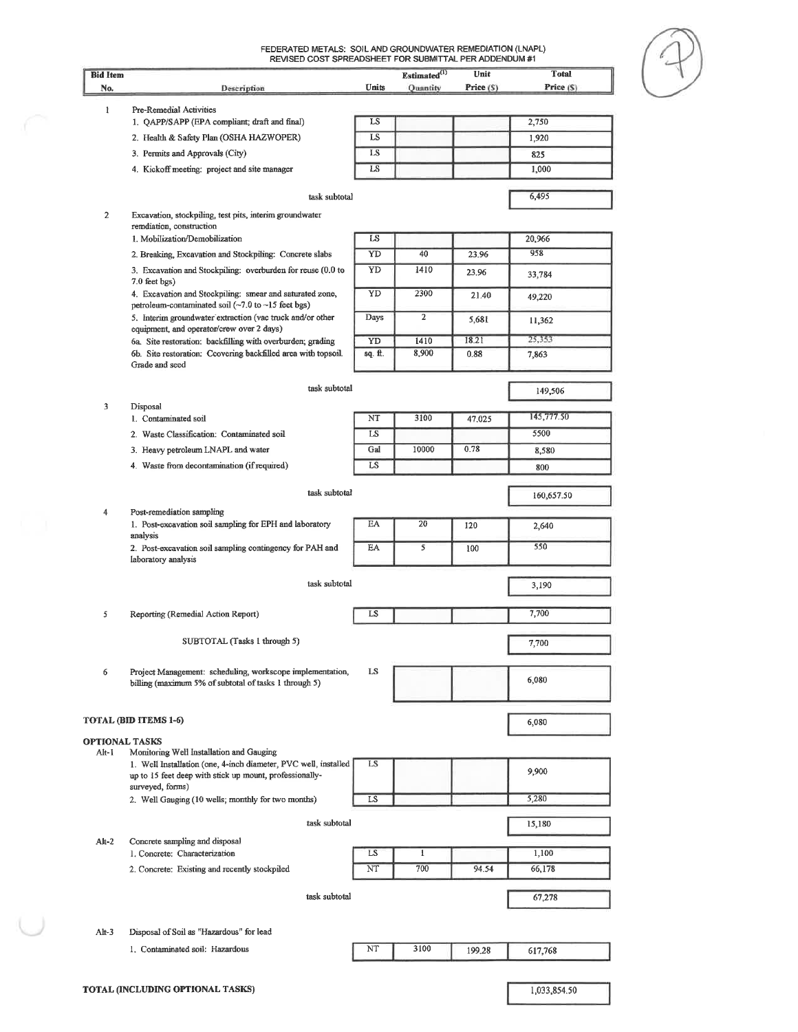FEDERATED METALS: SOIL AND GROUNDWATER REMEDIATION (LNAPL)
REVISED COST SPREADSHEET FOR SUBMITTAL PER ADDENDUM #1

(7)

| Bid Item No. | Description | Units | Estimated[(1)] Quantity | Unit Price ($) | Total Price ($) |
|---|---|---|---|---|---|
| 1 | Pre-Remedial Activities | | | | |
| | 1. QAPP/SAPP (EPA compliant; draft and final) | LS | | | 2,750 |
| | 2. Health & Safety Plan (OSHA HAZWOPER) | LS | | | 1,920 |
| | 3. Permits and Approvals (City) | LS | | | 825 |
| | 4. Kickoff meeting: project and site manager | LS | | | 1,000 |
| | task subtotal | | | | 6,495 |
| 2 | Excavation, stockpiling, test pits, interim groundwater remdiation, construction | | | | |
| | 1. Mobilization/Demobilization | LS | | | 20,966 |
| | 2. Breaking, Excavation and Stockpiling: Concrete slabs | YD | 40 | 23.96 | 958 |
| | 3. Excavation and Stockpiling: overburden for reuse (0.0 to 7.0 feet bgs) | YD | 1410 | 23.96 | 33,784 |
| | 4. Excavation and Stockpiling: smear and saturated zone, petroleum-contaminated soil (~7.0 to ~15 feet bgs) | YD | 2300 | 21.40 | 49,220 |
| | 5. Interim groundwater extraction (vac truck and/or other equipment, and operator/crew over 2 days) | Days | 2 | 5,681 | 11,362 |
| | 6a. Site restoration: backfilling with overburden; grading | YD | 1410 | 18.21 | 25,353 |
| | 6b. Site restoration: Ccovering backfilled area with topsoil. Grade and seed | sq. ft. | 8,900 | 0.88 | 7,863 |
| | task subtotal | | | | 149,506 |
| 3 | Disposal | | | | |
| | 1. Contaminated soil | NT | 3100 | 47.025 | 145,777.50 |
| | 2. Waste Classification: Contaminated soil | LS | | | 5500 |
| | 3. Heavy petroleum LNAPL and water | Gal | 10000 | 0.78 | 8,580 |
| | 4. Waste from decontamination (if required) | LS | | | 800 |
| | task subtotal | | | | 160,657.50 |
| 4 | Post-remediation sampling | | | | |
| | 1. Post-excavation soil sampling for EPH and laboratory analysis | EA | 20 | 120 | 2,640 |
| | 2. Post-excavation soil sampling contingency for PAH and laboratory analysis | EA | 5 | 100 | 550 |
| | task subtotal | | | | 3,190 |
| 5 | Reporting (Remedial Action Report) | LS | | | 7,700 |
| | SUBTOTAL (Tasks 1 through 5) | | | | 7,700 |
| 6 | Project Management: scheduling, workscope implementation, billing (maximum 5% of subtotal of tasks 1 through 5) | LS | | | 6,080 |
| **TOTAL (BID ITEMS 1-6)** | | | | | 6,080 |
| **OPTIONAL TASKS** | | | | | |
| Alt-1 | Monitoring Well Installation and Gauging | | | | |
| | 1. Well Installation (one, 4-inch diameter, PVC well, installed up to 15 feet deep with stick up mount, professionally-surveyed, forms) | LS | | | 9,900 |
| | 2. Well Gauging (10 wells; monthly for two months) | LS | | | 5,280 |
| | task subtotal | | | | 15,180 |
| Alt-2 | Concrete sampling and disposal | | | | |
| | 1. Concrete: Characterization | LS | 1 | | 1,100 |
| | 2. Concrete: Existing and recently stockpiled | NT | 700 | 94.54 | 66,178 |
| | task subtotal | | | | 67,278 |
| Alt-3 | Disposal of Soil as "Hazardous" for lead | | | | |
| | 1. Contaminated soil: Hazardous | NT | 3100 | 199.28 | 617,768 |
| **TOTAL (INCLUDING OPTIONAL TASKS)** | | | | | 1,033,854.50 |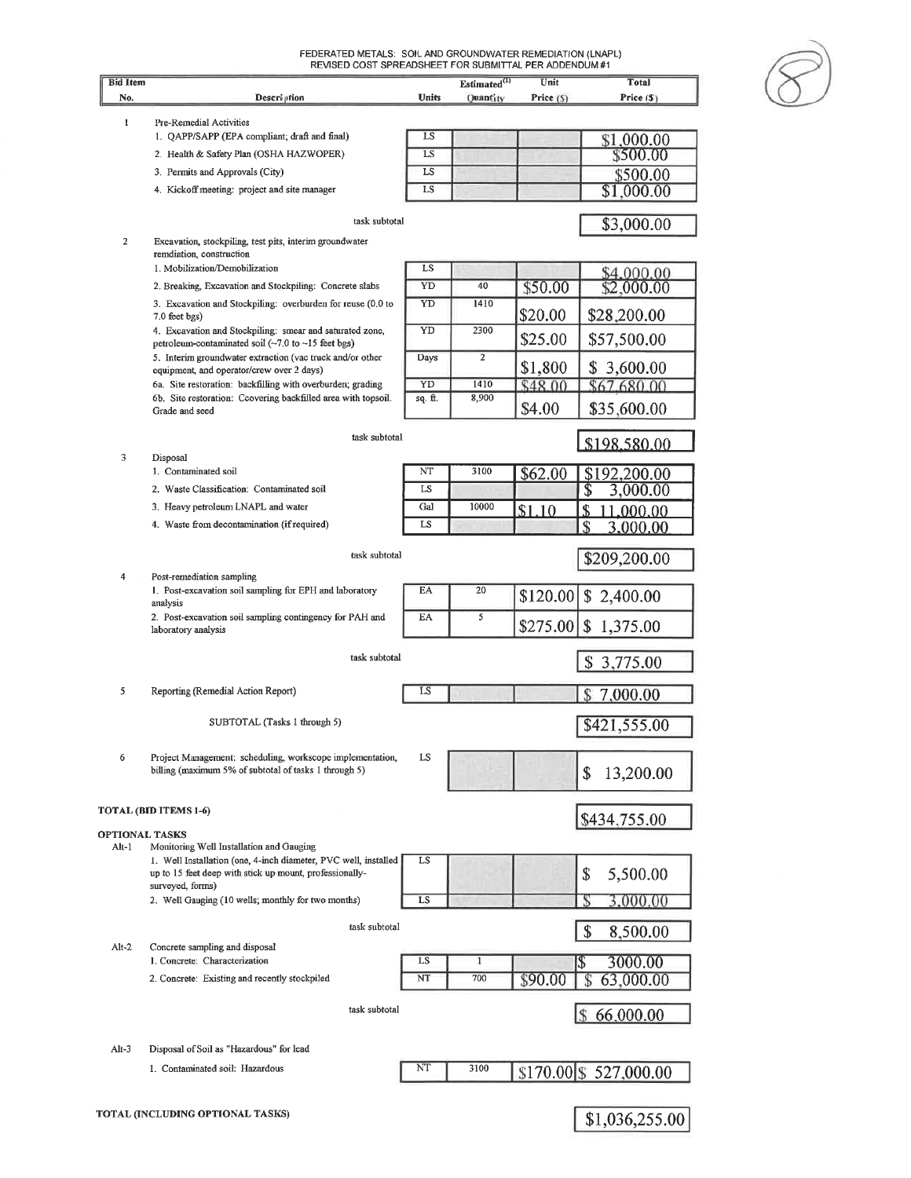FEDERATED METALS: SOIL AND GROUNDWATER REMEDIATION (LNAPL)
REVISED COST SPREADSHEET FOR SUBMITTAL PER ADDENDUM #1

(8)

| Bid Item No. | Description | Units | Estimated[1] Quantity | Unit Price ($) | Total Price ($) |
|---|---|---|---|---|---|
| 1 | Pre-Remedial Activities | | | | |
| | 1. QAPP/SAPP (EPA compliant; draft and final) | LS | | | $1,000.00 |
| | 2. Health & Safety Plan (OSHA HAZWOPER) | LS | | | $500.00 |
| | 3. Permits and Approvals (City) | LS | | | $500.00 |
| | 4. Kickoff meeting: project and site manager | LS | | | $1,000.00 |
| | task subtotal | | | | $3,000.00 |
| 2 | Excavation, stockpiling, test pits, interim groundwater remdiation, construction | | | | |
| | 1. Mobilization/Demobilization | LS | | | $4,000.00 |
| | 2. Breaking, Excavation and Stockpiling: Concrete slabs | YD | 40 | $50.00 | $2,000.00 |
| | 3. Excavation and Stockpiling: overburden for reuse (0.0 to 7.0 feet bgs) | YD | 1410 | $20.00 | $28,200.00 |
| | 4. Excavation and Stockpiling: smear and saturated zone, petroleum-contaminated soil (~7.0 to ~15 feet bgs) | YD | 2300 | $25.00 | $57,500.00 |
| | 5. Interim groundwater extraction (vac truck and/or other equipment, and operator/crew over 2 days) | Days | 2 | $1,800 | $ 3,600.00 |
| | 6a. Site restoration: backfilling with overburden; grading | YD | 1410 | $48.00 | $67,680.00 |
| | 6b. Site restoration: Ccovering backfilled area with topsoil. Grade and seed | sq. ft. | 8,900 | $4.00 | $35,600.00 |
| | task subtotal | | | | $198,580.00 |
| 3 | Disposal | | | | |
| | 1. Contaminated soil | NT | 3100 | $62.00 | $192,200.00 |
| | 2. Waste Classification: Contaminated soil | LS | | | $ 3,000.00 |
| | 3. Heavy petroleum LNAPL and water | Gal | 10000 | $1.10 | $ 11,000.00 |
| | 4. Waste from decontamination (if required) | LS | | | $ 3,000.00 |
| | task subtotal | | | | $209,200.00 |
| 4 | Post-remediation sampling | | | | |
| | 1. Post-excavation soil sampling for EPH and laboratory analysis | EA | 20 | $120.00 | $ 2,400.00 |
| | 2. Post-excavation soil sampling contingency for PAH and laboratory analysis | EA | 5 | $275.00 | $ 1,375.00 |
| | task subtotal | | | | $ 3,775.00 |
| 5 | Reporting (Remedial Action Report) | LS | | | $ 7,000.00 |
| | SUBTOTAL (Tasks 1 through 5) | | | | $421,555.00 |
| 6 | Project Management: scheduling, workscope implementation, billing (maximum 5% of subtotal of tasks 1 through 5) | LS | | | $ 13,200.00 |
| **TOTAL (BID ITEMS 1-6)** | | | | | $434,755.00 |
| **OPTIONAL TASKS** | | | | | |
| Alt-1 | Monitoring Well Installation and Gauging | | | | |
| | 1. Well Installation (one, 4-inch diameter, PVC well, installed up to 15 feet deep with stick up mount, professionally-surveyed, forms) | LS | | | $ 5,500.00 |
| | 2. Well Gauging (10 wells; monthly for two months) | LS | | | $ 3,000.00 |
| | task subtotal | | | | $ 8,500.00 |
| Alt-2 | Concrete sampling and disposal | | | | |
| | 1. Concrete: Characterization | LS | 1 | | $ 3000.00 |
| | 2. Concrete: Existing and recently stockpiled | NT | 700 | $90.00 | $ 63,000.00 |
| | task subtotal | | | | $ 66,000.00 |
| Alt-3 | Disposal of Soil as "Hazardous" for lead | | | | |
| | 1. Contaminated soil: Hazardous | NT | 3100 | $170.00 | $ 527,000.00 |
| **TOTAL (INCLUDING OPTIONAL TASKS)** | | | | | $1,036,255.00 |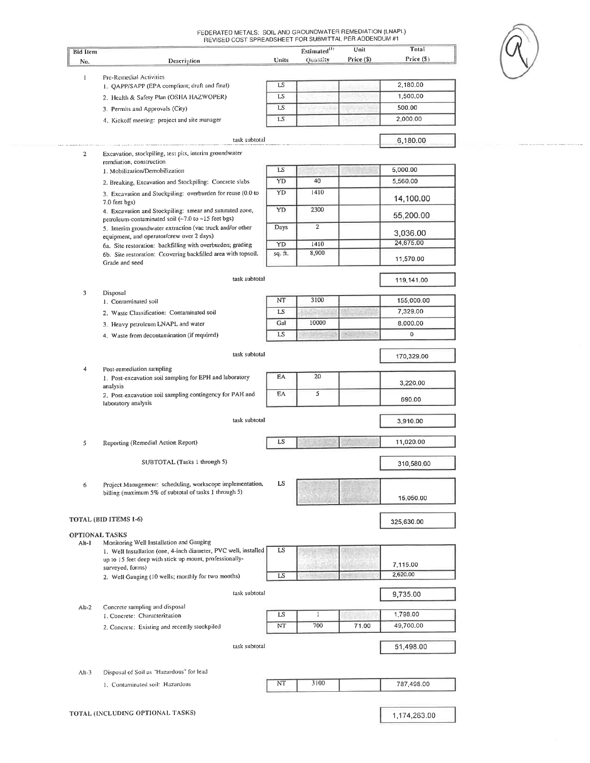# FEDERATED METALS: SOIL AND GROUNDWATER REMEDIATION (LNAPL)
## REVISED COST SPREADSHEET FOR SUBMITTAL PER ADDENDUM #1

| Bid Item No. | Description | Units | Estimated[1] Quantity | Unit Price ($) | Total Price ($) |
|---|---|---|---|---|---|
| 1 | Pre-Remedial Activities | | | | |
| | 1. QAPP/SAPP (EPA compliant; draft and final) | LS | | | 2,180.00 |
| | 2. Health & Safety Plan (OSHA HAZWOPER) | LS | | | 1,500.00 |
| | 3. Permits and Approvals (City) | LS | | | 500.00 |
| | 4. Kickoff meeting: project and site manager | LS | | | 2,000.00 |
| | task subtotal | | | | 6,180.00 |
| 2 | Excavation, stockpiling, test pits, interim groundwater remdiation, construction | | | | |
| | 1. Mobilization/Demobilization | LS | | | 5,000.00 |
| | 2. Breaking, Excavation and Stockpiling: Concrete slabs | YD | 40 | | 5,560.00 |
| | 3. Excavation and Stockpiling: overburden for reuse (0.0 to 7.0 feet bgs) | YD | 1410 | | 14,100.00 |
| | 4. Excavation and Stockpiling: smear and saturated zone, petroleum-contaminated soil (~7.0 to ~15 feet bgs) | YD | 2300 | | 55,200.00 |
| | 5. Interim groundwater extraction (vac truck and/or other equipment, and operator/crew over 2 days) | Days | 2 | | 3,036.00 |
| | 6a. Site restoration: backfilling with overburden; grading | YD | 1410 | | 24,675.00 |
| | 6b. Site restoration: Ccovering backfilled area with topsoil. Grade and seed | sq. ft. | 8,900 | | 11,570.00 |
| | task subtotal | | | | 119,141.00 |
| 3 | Disposal | | | | |
| | 1. Contaminated soil | NT | 3100 | | 155,000.00 |
| | 2. Waste Classification: Contaminated soil | LS | | | 7,329.00 |
| | 3. Heavy petroleum LNAPL and water | Gal | 10000 | | 8,000.00 |
| | 4. Waste from decontamination (if required) | LS | | | 0 |
| | task subtotal | | | | 170,329.00 |
| 4 | Post-remediation sampling | | | | |
| | 1. Post-excavation soil sampling for EPH and laboratory analysis | EA | 20 | | 3,220.00 |
| | 2. Post-excavation soil sampling contingency for PAH and laboratory analysis | EA | 5 | | 690.00 |
| | task subtotal | | | | 3,910.00 |
| 5 | Reporting (Remedial Action Report) | LS | | | 11,020.00 |
| | SUBTOTAL (Tasks 1 through 5) | | | | 310,580.00 |
| 6 | Project Management: scheduling, workscope implementation, billing (maximum 5% of subtotal of tasks 1 through 5) | LS | | | 15,050.00 |
| **TOTAL (BID ITEMS 1-6)** | | | | | 325,630.00 |
| **OPTIONAL TASKS** | | | | | |
| Alt-1 | Monitoring Well Installation and Gauging | | | | |
| | 1. Well Installation (one, 4-inch diameter, PVC well, installed up to 15 feet deep with stick up mount, professionally-surveyed, forms) | LS | | | 7,115.00 |
| | 2. Well Gauging (10 wells; monthly for two months) | LS | | | 2,620.00 |
| | task subtotal | | | | 9,735.00 |
| Alt-2 | Concrete sampling and disposal | | | | |
| | 1. Concrete: Characterization | LS | 1 | | 1,798.00 |
| | 2. Concrete: Existing and recently stockpiled | NT | 700 | 71.00 | 49,700.00 |
| | task subtotal | | | | 51,498.00 |
| Alt-3 | Disposal of Soil as "Hazardous" for lead | | | | |
| | 1. Contaminated soil: Hazardous | NT | 3100 | | 787,498.00 |
| **TOTAL (INCLUDING OPTIONAL TASKS)** | | | | | 1,174,263.00 |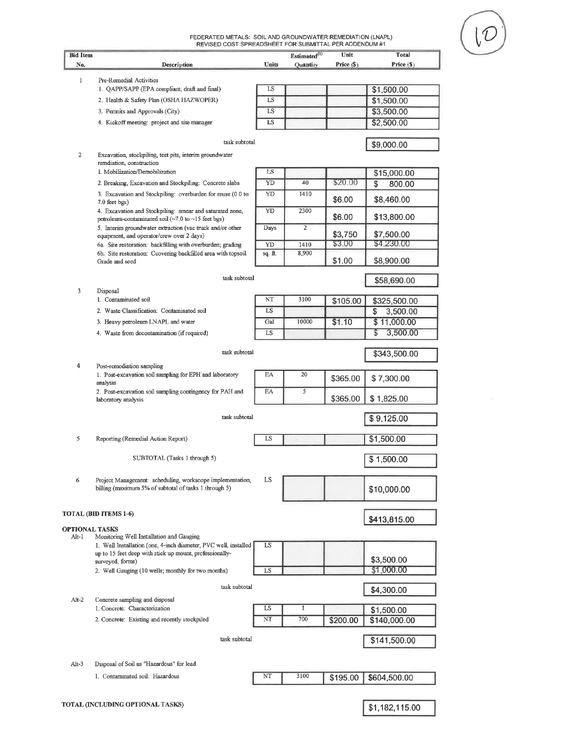(10)

FEDERATED METALS: SOIL AND GROUNDWATER REMEDIATION (LNAPL)
REVISED COST SPREADSHEET FOR SUBMITTAL PER ADDENDUM #1

| Bid Item No. | Description | Units | Estimated(1) Quantity | Unit Price ($) | Total Price ($) |
|---|---|---|---|---|---|
| 1 | Pre-Remedial Activities | | | | |
| | 1. QAPP/SAPP (EPA compliant; draft and final) | LS | | | $1,500.00 |
| | 2. Health & Safety Plan (OSHA HAZWOPER) | LS | | | $1,500.00 |
| | 3. Permits and Approvals (City) | LS | | | $3,500.00 |
| | 4. Kickoff meeting: project and site manager | LS | | | $2,500.00 |
| | task subtotal | | | | $9,000.00 |
| 2 | Excavation, stockpiling, test pits, interim groundwater remdiation, construction | | | | |
| | 1. Mobilization/Demobilization | LS | | | $15,000.00 |
| | 2. Breaking, Excavation and Stockpiling: Concrete slabs | YD | 40 | $20.00 | $ 800.00 |
| | 3. Excavation and Stockpiling: overburden for reuse (0.0 to 7.0 feet bgs) | YD | 1410 | $6.00 | $8,460.00 |
| | 4. Excavation and Stockpiling: smear and saturated zone, petroleum-contaminated soil (~7.0 to ~15 feet bgs) | YD | 2300 | $6.00 | $13,800.00 |
| | 5. Interim groundwater extraction (vac truck and/or other equipment, and operator/crew over 2 days) | Days | 2 | $3,750 | $7,500.00 |
| | 6a. Site restoration: backfilling with overburden; grading | YD | 1410 | $3.00 | $4,230.00 |
| | 6b. Site restoration: Ccovering backfilled area with topsoil. Grade and seed | sq. ft. | 8,900 | $1.00 | $8,900.00 |
| | task subtotal | | | | $58,690.00 |
| 3 | Disposal | | | | |
| | 1. Contaminated soil | NT | 3100 | $105.00 | $325,500.00 |
| | 2. Waste Classification: Contaminated soil | LS | | | $ 3,500.00 |
| | 3. Heavy petroleum LNAPL and water | Gal | 10000 | $1.10 | $ 11,000.00 |
| | 4. Waste from decontamination (if required) | LS | | | $ 3,500.00 |
| | task subtotal | | | | $343,500.00 |
| 4 | Post-remediation sampling | | | | |
| | 1. Post-excavation soil sampling for EPH and laboratory analysis | EA | 20 | $365.00 | $ 7,300.00 |
| | 2. Post-excavation soil sampling contingency for PAH and laboratory analysis | EA | 5 | $365.00 | $ 1,825.00 |
| | task subtotal | | | | $ 9,125.00 |
| 5 | Reporting (Remedial Action Report) | LS | | | $1,500.00 |
| | SUBTOTAL (Tasks 1 through 5) | | | | $ 1,500.00 |
| 6 | Project Management: scheduling, workscope implementation, billing (maximum 5% of subtotal of tasks 1 through 5) | LS | | | $10,000.00 |
| **TOTAL (BID ITEMS 1-6)** | | | | | $413,815.00 |
| **OPTIONAL TASKS** | | | | | |
| Alt-1 | Monitoring Well Installation and Gauging | | | | |
| | 1. Well Installation (one, 4-inch diameter, PVC well, installed up to 15 feet deep with stick up mount, professionally-surveyed, forms) | LS | | | $3,500.00 |
| | 2. Well Gauging (10 wells; monthly for two months) | LS | | | $1,000.00 |
| | task subtotal | | | | $4,300.00 |
| Alt-2 | Concrete sampling and disposal | | | | |
| | 1. Concrete: Characterization | LS | 1 | | $1,500.00 |
| | 2. Concrete: Existing and recently stockpiled | NT | 700 | $200.00 | $140,000.00 |
| | task subtotal | | | | $141,500.00 |
| Alt-3 | Disposal of Soil as "Hazardous" for lead | | | | |
| | 1. Contaminated soil: Hazardous | NT | 3100 | $195.00 | $604,500.00 |
| **TOTAL (INCLUDING OPTIONAL TASKS)** | | | | | $1,182,115.00 |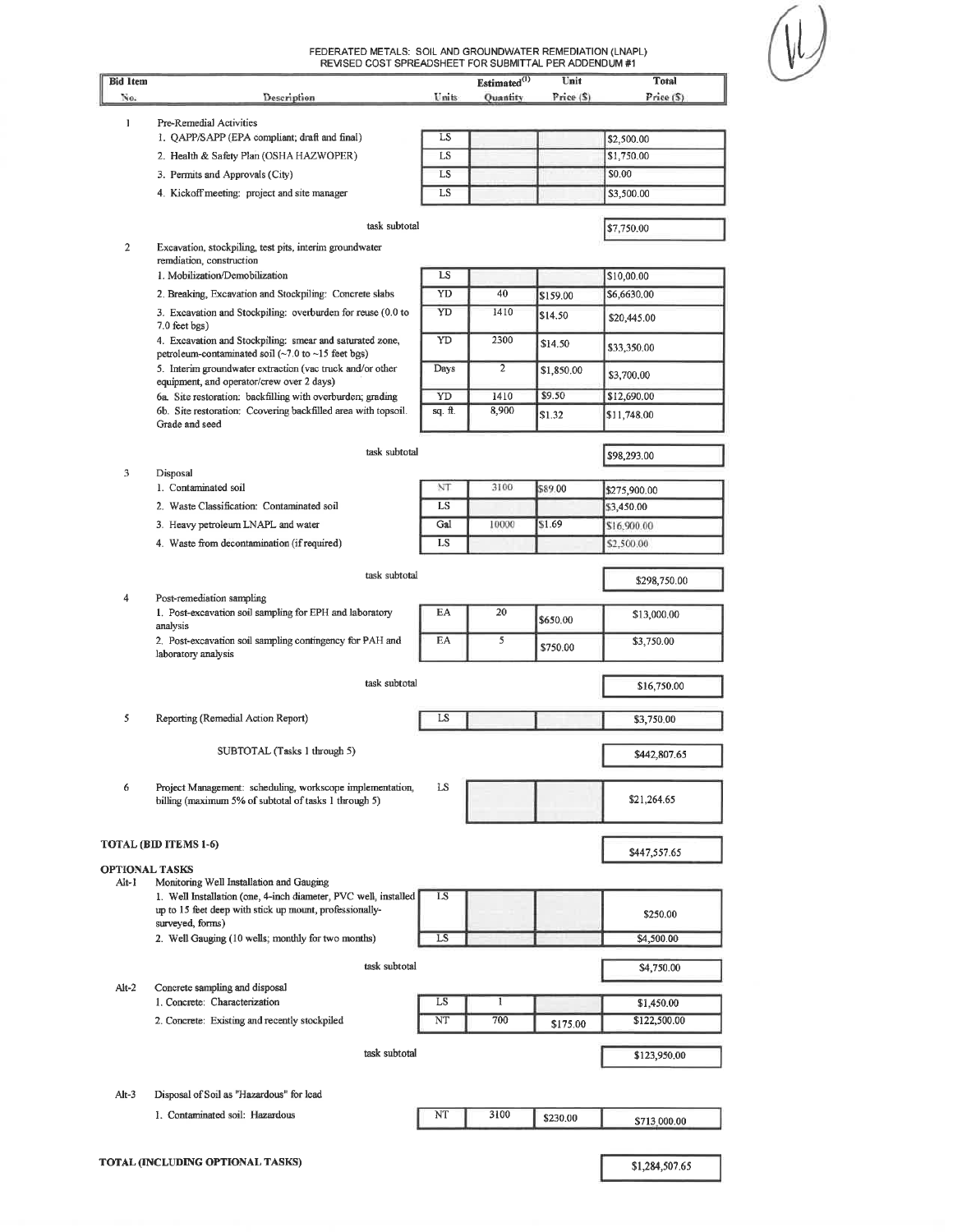(V)

# FEDERATED METALS: SOIL AND GROUNDWATER REMEDIATION (LNAPL)
## REVISED COST SPREADSHEET FOR SUBMITTAL PER ADDENDUM #1

| Bid Item No. | Description | Units | Estimated[(1)] Quantity | Unit Price ($) | Total Price ($) |
|---|---|---|---|---|---|
| 1 | Pre-Remedial Activities | | | | |
| | 1. QAPP/SAPP (EPA compliant; draft and final) | LS | | | $2,500.00 |
| | 2. Health & Safety Plan (OSHA HAZWOPER) | LS | | | $1,750.00 |
| | 3. Permits and Approvals (City) | LS | | | $0.00 |
| | 4. Kickoff meeting: project and site manager | LS | | | $3,500.00 |
| | task subtotal | | | | $7,750.00 |
| 2 | Excavation, stockpiling, test pits, interim groundwater remdiation, construction | | | | |
| | 1. Mobilization/Demobilization | LS | | | $10,00.00 |
| | 2. Breaking, Excavation and Stockpiling: Concrete slabs | YD | 40 | $159.00 | $6,6630.00 |
| | 3. Excavation and Stockpiling: overburden for reuse (0.0 to 7.0 feet bgs) | YD | 1410 | $14.50 | $20,445.00 |
| | 4. Excavation and Stockpiling: smear and saturated zone, petroleum-contaminated soil (~7.0 to ~15 feet bgs) | YD | 2300 | $14.50 | $33,350.00 |
| | 5. Interim groundwater extraction (vac truck and/or other equipment, and operator/crew over 2 days) | Days | 2 | $1,850.00 | $3,700.00 |
| | 6a. Site restoration: backfilling with overburden; grading | YD | 1410 | $9.50 | $12,690.00 |
| | 6b. Site restoration: Ccovering backfilled area with topsoil. Grade and seed | sq. ft. | 8,900 | $1.32 | $11,748.00 |
| | task subtotal | | | | $98,293.00 |
| 3 | Disposal | | | | |
| | 1. Contaminated soil | NT | 3100 | $89.00 | $275,900.00 |
| | 2. Waste Classification: Contaminated soil | LS | | | $3,450.00 |
| | 3. Heavy petroleum LNAPL and water | Gal | 10000 | $1.69 | $16,900.00 |
| | 4. Waste from decontamination (if required) | LS | | | $2,500.00 |
| | task subtotal | | | | $298,750.00 |
| 4 | Post-remediation sampling | | | | |
| | 1. Post-excavation soil sampling for EPH and laboratory analysis | EA | 20 | $650.00 | $13,000.00 |
| | 2. Post-excavation soil sampling contingency for PAH and laboratory analysis | EA | 5 | $750.00 | $3,750.00 |
| | task subtotal | | | | $16,750.00 |
| 5 | Reporting (Remedial Action Report) | LS | | | $3,750.00 |
| | SUBTOTAL (Tasks 1 through 5) | | | | $442,807.65 |
| 6 | Project Management: scheduling, workscope implementation, billing (maximum 5% of subtotal of tasks 1 through 5) | LS | | | $21,264.65 |
| **TOTAL (BID ITEMS 1-6)** | | | | | $447,557.65 |
| **OPTIONAL TASKS** | | | | | |
| Alt-1 | Monitoring Well Installation and Gauging | | | | |
| | 1. Well Installation (one, 4-inch diameter, PVC well, installed up to 15 feet deep with stick up mount, professionally-surveyed, forms) | LS | | | $250.00 |
| | 2. Well Gauging (10 wells; monthly for two months) | LS | | | $4,500.00 |
| | task subtotal | | | | $4,750.00 |
| Alt-2 | Concrete sampling and disposal | | | | |
| | 1. Concrete: Characterization | LS | 1 | | $1,450.00 |
| | 2. Concrete: Existing and recently stockpiled | NT | 700 | $175.00 | $122,500.00 |
| | task subtotal | | | | $123,950.00 |
| Alt-3 | Disposal of Soil as "Hazardous" for lead | | | | |
| | 1. Contaminated soil: Hazardous | NT | 3100 | $230.00 | $713,000.00 |
| **TOTAL (INCLUDING OPTIONAL TASKS)** | | | | | $1,284,507.65 |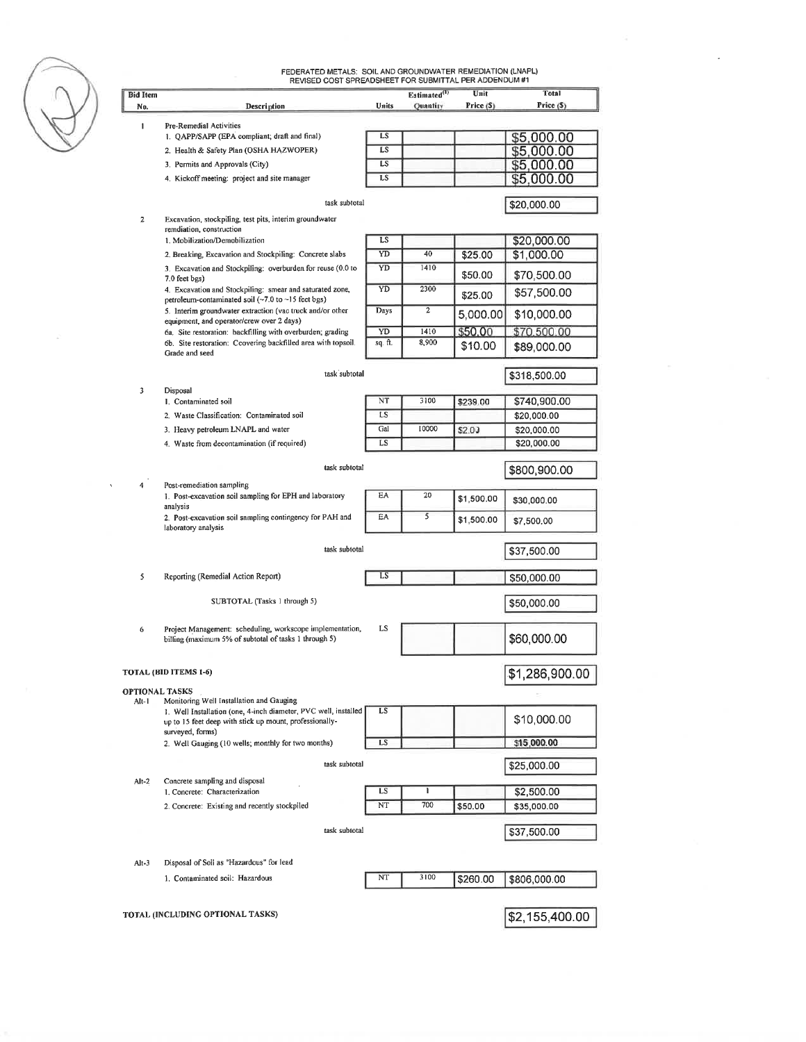FEDERATED METALS: SOIL AND GROUNDWATER REMEDIATION (LNAPL)
REVISED COST SPREADSHEET FOR SUBMITTAL PER ADDENDUM #1

| Bid Item No. | Description | Units | Estimated[(1)] Quantity | Unit Price ($) | Total Price ($) |
|---|---|---|---|---|---|
| 1 | Pre-Remedial Activities | | | | |
| | 1. QAPP/SAPP (EPA compliant; draft and final) | LS | | | $5,000.00 |
| | 2. Health & Safety Plan (OSHA HAZWOPER) | LS | | | $5,000.00 |
| | 3. Permits and Approvals (City) | LS | | | $5,000.00 |
| | 4. Kickoff meeting: project and site manager | LS | | | $5,000.00 |
| | task subtotal | | | | $20,000.00 |
| 2 | Excavation, stockpiling, test pits, interim groundwater remdiation, construction | | | | |
| | 1. Mobilization/Demobilization | LS | | | $20,000.00 |
| | 2. Breaking, Excavation and Stockpiling: Concrete slabs | YD | 40 | $25.00 | $1,000.00 |
| | 3. Excavation and Stockpiling: overburden for reuse (0.0 to 7.0 feet bgs) | YD | 1410 | $50.00 | $70,500.00 |
| | 4. Excavation and Stockpiling: smear and saturated zone, petroleum-contaminated soil (~7.0 to ~15 feet bgs) | YD | 2300 | $25.00 | $57,500.00 |
| | 5. Interim groundwater extraction (vac truck and/or other equipment, and operator/crew over 2 days) | Days | 2 | 5,000.00 | $10,000.00 |
| | 6a. Site restoration: backfilling with overburden; grading | YD | 1410 | $50.00 | $70,500.00 |
| | 6b. Site restoration: Ccovering backfilled area with topsoil. Grade and seed | sq. ft. | 8,900 | $10.00 | $89,000.00 |
| | task subtotal | | | | $318,500.00 |
| 3 | Disposal | | | | |
| | 1. Contaminated soil | NT | 3100 | $239.00 | $740,900.00 |
| | 2. Waste Classification: Contaminated soil | LS | | | $20,000.00 |
| | 3. Heavy petroleum LNAPL and water | Gal | 10000 | $2.00 | $20,000.00 |
| | 4. Waste from decontamination (if required) | LS | | | $20,000.00 |
| | task subtotal | | | | $800,900.00 |
| 4 | Post-remediation sampling | | | | |
| | 1. Post-excavation soil sampling for EPH and laboratory analysis | EA | 20 | $1,500.00 | $30,000.00 |
| | 2. Post-excavation soil sampling contingency for PAH and laboratory analysis | EA | 5 | $1,500.00 | $7,500.00 |
| | task subtotal | | | | $37,500.00 |
| 5 | Reporting (Remedial Action Report) | LS | | | $50,000.00 |
| | SUBTOTAL (Tasks 1 through 5) | | | | $50,000.00 |
| 6 | Project Management: scheduling, workscope implementation, billing (maximum 5% of subtotal of tasks 1 through 5) | LS | | | $60,000.00 |
| TOTAL (BID ITEMS 1-6) | | | | | $1,286,900.00 |
| OPTIONAL TASKS | | | | | |
| Alt-1 | Monitoring Well Installation and Gauging | | | | |
| | 1. Well Installation (one, 4-inch diameter, PVC well, installed up to 15 feet deep with stick up mount, professionally-surveyed, forms) | LS | | | $10,000.00 |
| | 2. Well Gauging (10 wells; monthly for two months) | LS | | | $15,000.00 |
| | task subtotal | | | | $25,000.00 |
| Alt-2 | Concrete sampling and disposal | | | | |
| | 1. Concrete: Characterization | LS | 1 | | $2,500.00 |
| | 2. Concrete: Existing and recently stockpiled | NT | 700 | $50.00 | $35,000.00 |
| | task subtotal | | | | $37,500.00 |
| Alt-3 | Disposal of Soil as "Hazardous" for lead | | | | |
| | 1. Contaminated soil: Hazardous | NT | 3100 | $260.00 | $806,000.00 |
| TOTAL (INCLUDING OPTIONAL TASKS) | | | | | $2,155,400.00 |